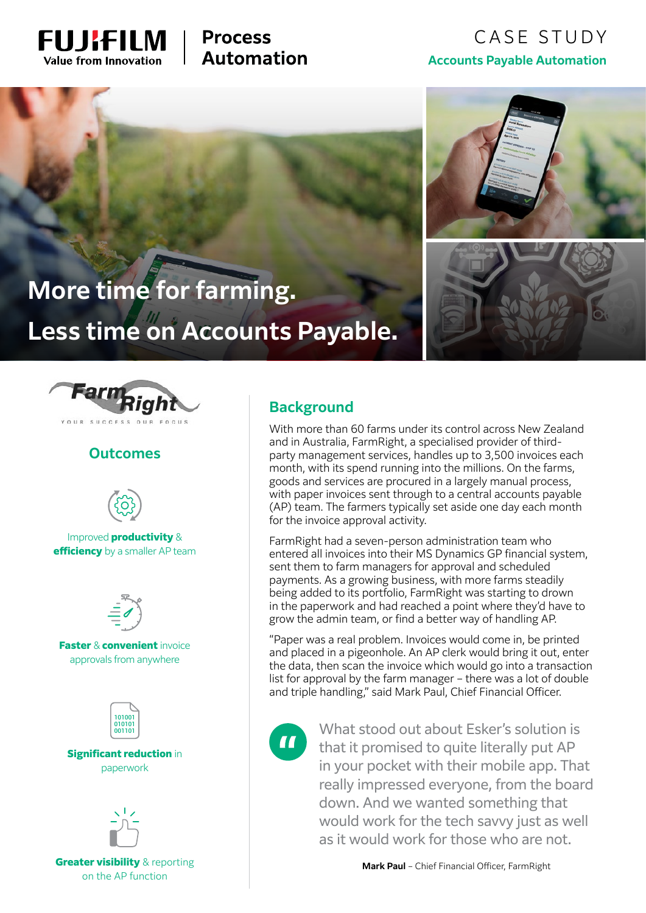FUJIFILM Value from Innovation | Process Automation

CASE STUDY

**Accounts Payable Automation**

# More time for farming. Less time on Accounts Payable.

FarmRight — YOUR SUCCESS OUR FOCUS

## Outcomes

Improved **productivity** & **efficiency** by a smaller AP team

**Faster** & **convenient** invoice approvals from anywhere

**Significant reduction** in paperwork

**Greater visibility** & reporting on the AP function

## Background

With more than 60 farms under its control across New Zealand and in Australia, FarmRight, a specialised provider of third-party management services, handles up to 3,500 invoices each month, with its spend running into the millions. On the farms, goods and services are procured in a largely manual process, with paper invoices sent through to a central accounts payable (AP) team. The farmers typically set aside one day each month for the invoice approval activity.

FarmRight had a seven-person administration team who entered all invoices into their MS Dynamics GP financial system, sent them to farm managers for approval and scheduled payments. As a growing business, with more farms steadily being added to its portfolio, FarmRight was starting to drown in the paperwork and had reached a point where they'd have to grow the admin team, or find a better way of handling AP.

"Paper was a real problem. Invoices would come in, be printed and placed in a pigeonhole. An AP clerk would bring it out, enter the data, then scan the invoice which would go into a transaction list for approval by the farm manager – there was a lot of double and triple handling," said Mark Paul, Chief Financial Officer.

> What stood out about Esker's solution is that it promised to quite literally put AP in your pocket with their mobile app. That really impressed everyone, from the board down. And we wanted something that would work for the tech savvy just as well as it would work for those who are not.
>
> **Mark Paul** – Chief Financial Officer, FarmRight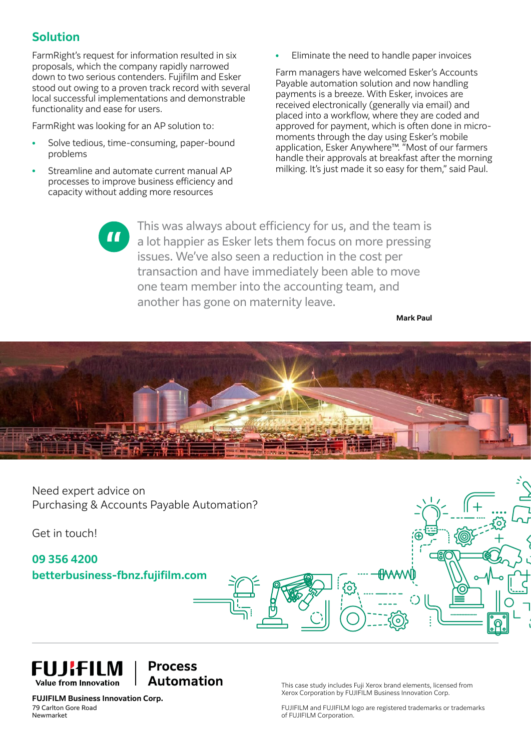## Solution

FarmRight's request for information resulted in six proposals, which the company rapidly narrowed down to two serious contenders. Fujifilm and Esker stood out owing to a proven track record with several local successful implementations and demonstrable functionality and ease for users.

FarmRight was looking for an AP solution to:

- Solve tedious, time-consuming, paper-bound problems
- Streamline and automate current manual AP processes to improve business efficiency and capacity without adding more resources
- Eliminate the need to handle paper invoices

Farm managers have welcomed Esker's Accounts Payable automation solution and now handling payments is a breeze. With Esker, invoices are received electronically (generally via email) and placed into a workflow, where they are coded and approved for payment, which is often done in micro-moments through the day using Esker's mobile application, Esker Anywhere™. "Most of our farmers handle their approvals at breakfast after the morning milking. It's just made it so easy for them," said Paul.

> This was always about efficiency for us, and the team is a lot happier as Esker lets them focus on more pressing issues. We've also seen a reduction in the cost per transaction and have immediately been able to move one team member into the accounting team, and another has gone on maternity leave.
>
> **Mark Paul**

Need expert advice on
Purchasing & Accounts Payable Automation?

Get in touch!

**09 356 4200**
**betterbusiness-fbnz.fujifilm.com**

**FUJIFILM** Value from Innovation | **Process Automation**

**FUJIFILM Business Innovation Corp.**
79 Carlton Gore Road
Newmarket

This case study includes Fuji Xerox brand elements, licensed from Xerox Corporation by FUJIFILM Business Innovation Corp.

FUJIFILM and FUJIFILM logo are registered trademarks or trademarks of FUJIFILM Corporation.